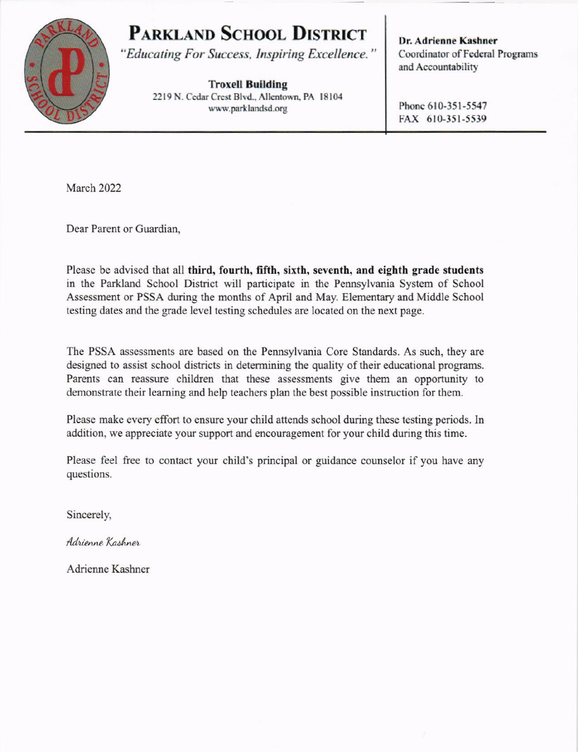# PARKLAND SCHOOL DISTRICT

*"Educating For Success, Inspiring Excellence."*

**Troxell Building**
2219 N. Cedar Crest Blvd., Allentown, PA 18104
www.parklandsd.org

**Dr. Adrienne Kashner**
Coordinator of Federal Programs and Accountability

Phone 610-351-5547
FAX 610-351-5539

March 2022

Dear Parent or Guardian,

Please be advised that all **third, fourth, fifth, sixth, seventh, and eighth grade students** in the Parkland School District will participate in the Pennsylvania System of School Assessment or PSSA during the months of April and May. Elementary and Middle School testing dates and the grade level testing schedules are located on the next page.

The PSSA assessments are based on the Pennsylvania Core Standards. As such, they are designed to assist school districts in determining the quality of their educational programs. Parents can reassure children that these assessments give them an opportunity to demonstrate their learning and help teachers plan the best possible instruction for them.

Please make every effort to ensure your child attends school during these testing periods. In addition, we appreciate your support and encouragement for your child during this time.

Please feel free to contact your child's principal or guidance counselor if you have any questions.

Sincerely,

*Adrienne Kashner*

Adrienne Kashner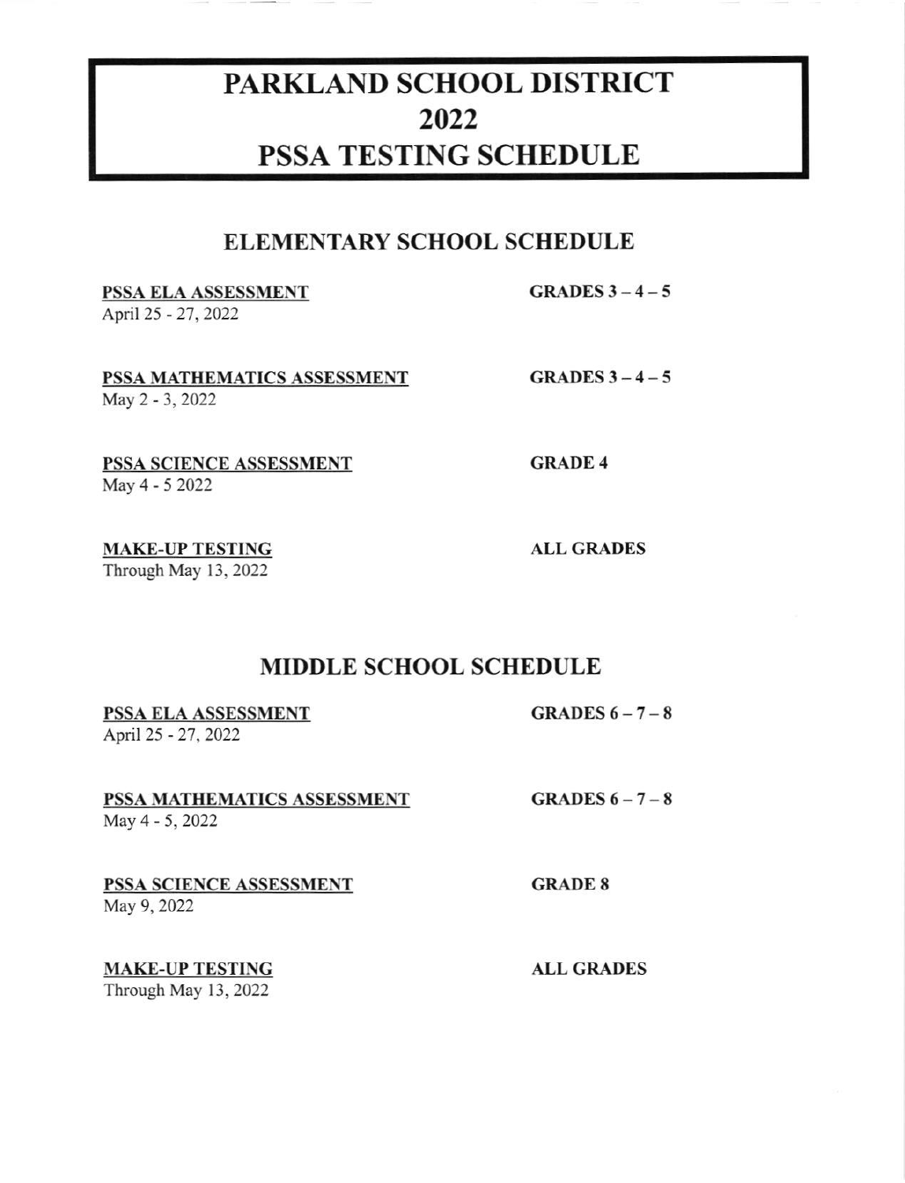# PARKLAND SCHOOL DISTRICT 2022 PSSA TESTING SCHEDULE

## ELEMENTARY SCHOOL SCHEDULE

**PSSA ELA ASSESSMENT** — **GRADES 3 – 4 – 5**
April 25 - 27, 2022

**PSSA MATHEMATICS ASSESSMENT** — **GRADES 3 – 4 – 5**
May 2 - 3, 2022

**PSSA SCIENCE ASSESSMENT** — **GRADE 4**
May 4 - 5 2022

**MAKE-UP TESTING** — **ALL GRADES**
Through May 13, 2022

## MIDDLE SCHOOL SCHEDULE

**PSSA ELA ASSESSMENT** — **GRADES 6 – 7 – 8**
April 25 - 27, 2022

**PSSA MATHEMATICS ASSESSMENT** — **GRADES 6 – 7 – 8**
May 4 - 5, 2022

**PSSA SCIENCE ASSESSMENT** — **GRADE 8**
May 9, 2022

**MAKE-UP TESTING** — **ALL GRADES**
Through May 13, 2022